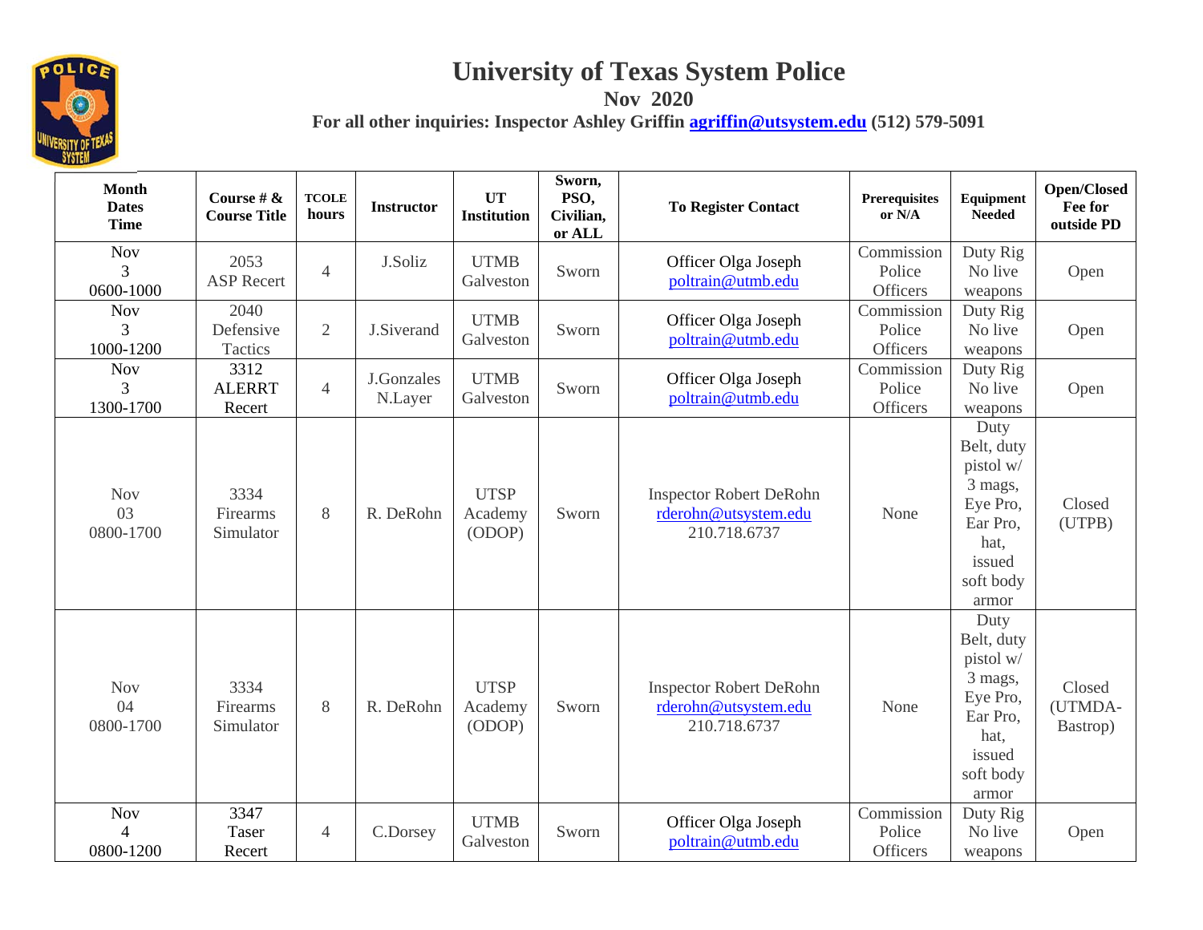# University of Texas System Police

**Nov 2020**

**For all other inquiries: Inspector Ashley Griffin agriffin@utsystem.edu (512) 579-5091**

| Month Dates Time | Course # & Course Title | TCOLE hours | Instructor | UT Institution | Sworn, PSO, Civilian, or ALL | To Register Contact | Prerequisites or N/A | Equipment Needed | Open/Closed Fee for outside PD |
|---|---|---|---|---|---|---|---|---|---|
| Nov 3 0600-1000 | 2053 ASP Recert | 4 | J.Soliz | UTMB Galveston | Sworn | Officer Olga Joseph poltrain@utmb.edu | Commission Police Officers | Duty Rig No live weapons | Open |
| Nov 3 1000-1200 | 2040 Defensive Tactics | 2 | J.Siverand | UTMB Galveston | Sworn | Officer Olga Joseph poltrain@utmb.edu | Commission Police Officers | Duty Rig No live weapons | Open |
| Nov 3 1300-1700 | 3312 ALERRT Recert | 4 | J.Gonzales N.Layer | UTMB Galveston | Sworn | Officer Olga Joseph poltrain@utmb.edu | Commission Police Officers | Duty Rig No live weapons | Open |
| Nov 03 0800-1700 | 3334 Firearms Simulator | 8 | R. DeRohn | UTSP Academy (ODOP) | Sworn | Inspector Robert DeRohn rderohn@utsystem.edu 210.718.6737 | None | Duty Belt, duty pistol w/ 3 mags, Eye Pro, Ear Pro, hat, issued soft body armor | Closed (UTPB) |
| Nov 04 0800-1700 | 3334 Firearms Simulator | 8 | R. DeRohn | UTSP Academy (ODOP) | Sworn | Inspector Robert DeRohn rderohn@utsystem.edu 210.718.6737 | None | Duty Belt, duty pistol w/ 3 mags, Eye Pro, Ear Pro, hat, issued soft body armor | Closed (UTMDA-Bastrop) |
| Nov 4 0800-1200 | 3347 Taser Recert | 4 | C.Dorsey | UTMB Galveston | Sworn | Officer Olga Joseph poltrain@utmb.edu | Commission Police Officers | Duty Rig No live weapons | Open |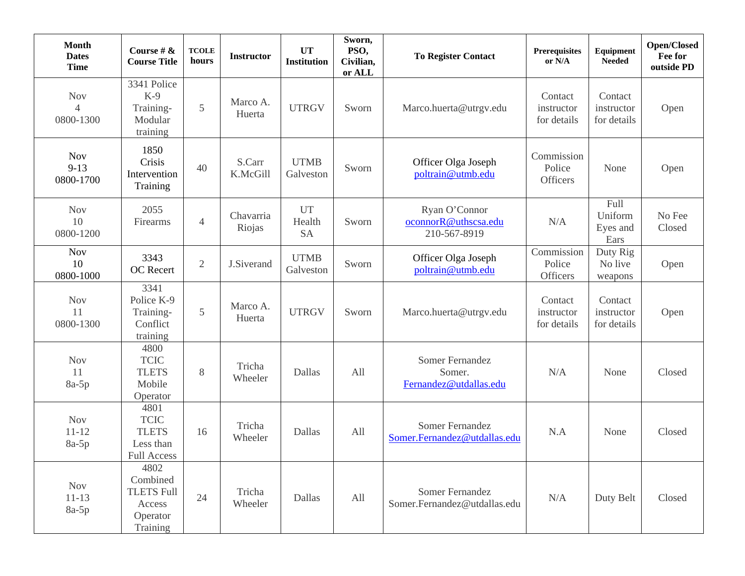| Month Dates Time | Course # & Course Title | TCOLE hours | Instructor | UT Institution | Sworn, PSO, Civilian, or ALL | To Register Contact | Prerequisites or N/A | Equipment Needed | Open/Closed Fee for outside PD |
|---|---|---|---|---|---|---|---|---|---|
| Nov 4 0800-1300 | 3341 Police K-9 Training- Modular training | 5 | Marco A. Huerta | UTRGV | Sworn | Marco.huerta@utrgv.edu | Contact instructor for details | Contact instructor for details | Open |
| Nov 9-13 0800-1700 | 1850 Crisis Intervention Training | 40 | S.Carr K.McGill | UTMB Galveston | Sworn | Officer Olga Joseph poltrain@utmb.edu | Commission Police Officers | None | Open |
| Nov 10 0800-1200 | 2055 Firearms | 4 | Chavarria Riojas | UT Health SA | Sworn | Ryan O'Connor oconnorR@uthscsa.edu 210-567-8919 | N/A | Full Uniform Eyes and Ears | No Fee Closed |
| Nov 10 0800-1000 | 3343 OC Recert | 2 | J.Siverand | UTMB Galveston | Sworn | Officer Olga Joseph poltrain@utmb.edu | Commission Police Officers | Duty Rig No live weapons | Open |
| Nov 11 0800-1300 | 3341 Police K-9 Training- Conflict training | 5 | Marco A. Huerta | UTRGV | Sworn | Marco.huerta@utrgv.edu | Contact instructor for details | Contact instructor for details | Open |
| Nov 11 8a-5p | 4800 TCIC TLETS Mobile Operator | 8 | Tricha Wheeler | Dallas | All | Somer Fernandez Somer. Fernandez@utdallas.edu | N/A | None | Closed |
| Nov 11-12 8a-5p | 4801 TCIC TLETS Less than Full Access | 16 | Tricha Wheeler | Dallas | All | Somer Fernandez Somer.Fernandez@utdallas.edu | N.A | None | Closed |
| Nov 11-13 8a-5p | 4802 Combined TLETS Full Access Operator Training | 24 | Tricha Wheeler | Dallas | All | Somer Fernandez Somer.Fernandez@utdallas.edu | N/A | Duty Belt | Closed |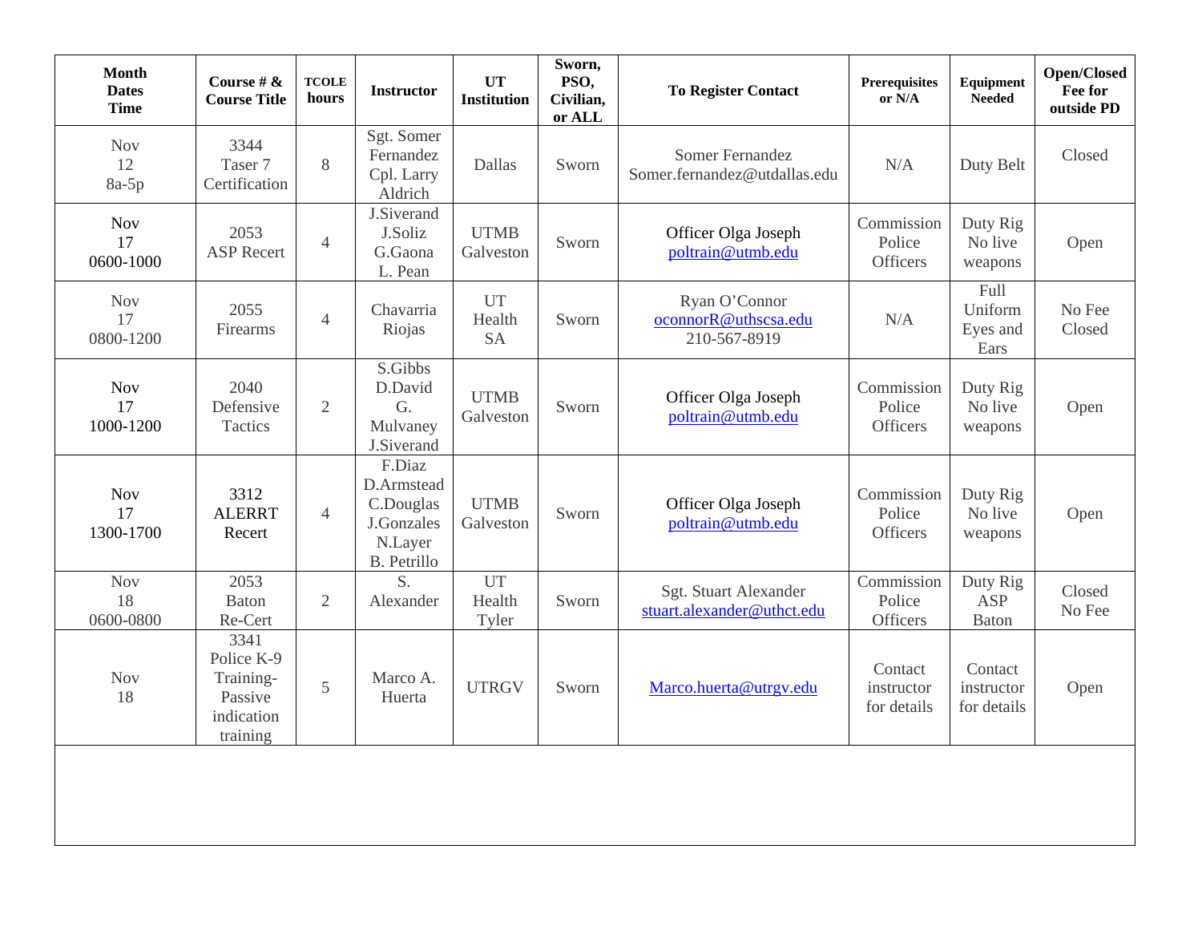| Month Dates Time | Course # & Course Title | TCOLE hours | Instructor | UT Institution | Sworn, PSO, Civilian, or ALL | To Register Contact | Prerequisites or N/A | Equipment Needed | Open/Closed Fee for outside PD |
|---|---|---|---|---|---|---|---|---|---|
| Nov 12 8a-5p | 3344 Taser 7 Certification | 8 | Sgt. Somer Fernandez Cpl. Larry Aldrich | Dallas | Sworn | Somer Fernandez Somer.fernandez@utdallas.edu | N/A | Duty Belt | Closed |
| Nov 17 0600-1000 | 2053 ASP Recert | 4 | J.Siverand J.Soliz G.Gaona L. Pean | UTMB Galveston | Sworn | Officer Olga Joseph poltrain@utmb.edu | Commission Police Officers | Duty Rig No live weapons | Open |
| Nov 17 0800-1200 | 2055 Firearms | 4 | Chavarria Riojas | UT Health SA | Sworn | Ryan O'Connor oconnorR@uthscsa.edu 210-567-8919 | N/A | Full Uniform Eyes and Ears | No Fee Closed |
| Nov 17 1000-1200 | 2040 Defensive Tactics | 2 | S.Gibbs D.David G. Mulvaney J.Siverand | UTMB Galveston | Sworn | Officer Olga Joseph poltrain@utmb.edu | Commission Police Officers | Duty Rig No live weapons | Open |
| Nov 17 1300-1700 | 3312 ALERRT Recert | 4 | F.Diaz D.Armstead C.Douglas J.Gonzales N.Layer B. Petrillo | UTMB Galveston | Sworn | Officer Olga Joseph poltrain@utmb.edu | Commission Police Officers | Duty Rig No live weapons | Open |
| Nov 18 0600-0800 | 2053 Baton Re-Cert | 2 | S. Alexander | UT Health Tyler | Sworn | Sgt. Stuart Alexander stuart.alexander@uthct.edu | Commission Police Officers | Duty Rig ASP Baton | Closed No Fee |
| Nov 18 | 3341 Police K-9 Training-Passive indication training | 5 | Marco A. Huerta | UTRGV | Sworn | Marco.huerta@utrgv.edu | Contact instructor for details | Contact instructor for details | Open |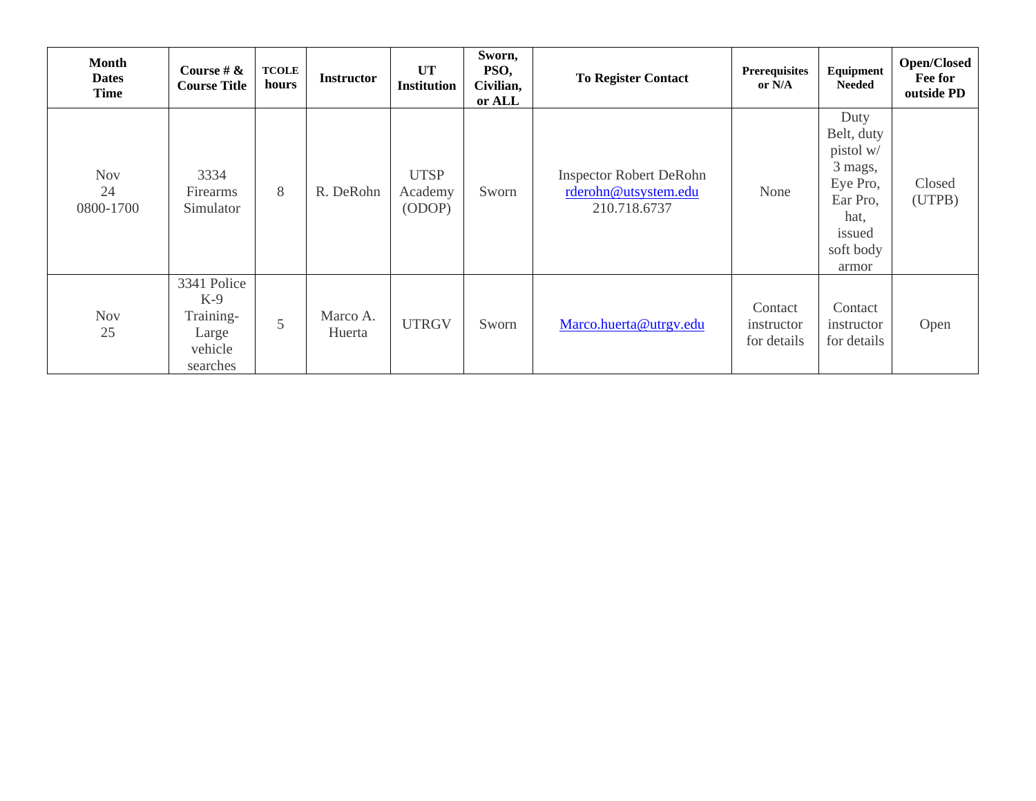| Month Dates Time | Course # & Course Title | TCOLE hours | Instructor | UT Institution | Sworn, PSO, Civilian, or ALL | To Register Contact | Prerequisites or N/A | Equipment Needed | Open/Closed Fee for outside PD |
|---|---|---|---|---|---|---|---|---|---|
| Nov 24 0800-1700 | 3334 Firearms Simulator | 8 | R. DeRohn | UTSP Academy (ODOP) | Sworn | Inspector Robert DeRohn rderohn@utsystem.edu 210.718.6737 | None | Duty Belt, duty pistol w/ 3 mags, Eye Pro, Ear Pro, hat, issued soft body armor | Closed (UTPB) |
| Nov 25 | 3341 Police K-9 Training- Large vehicle searches | 5 | Marco A. Huerta | UTRGV | Sworn | Marco.huerta@utrgv.edu | Contact instructor for details | Contact instructor for details | Open |